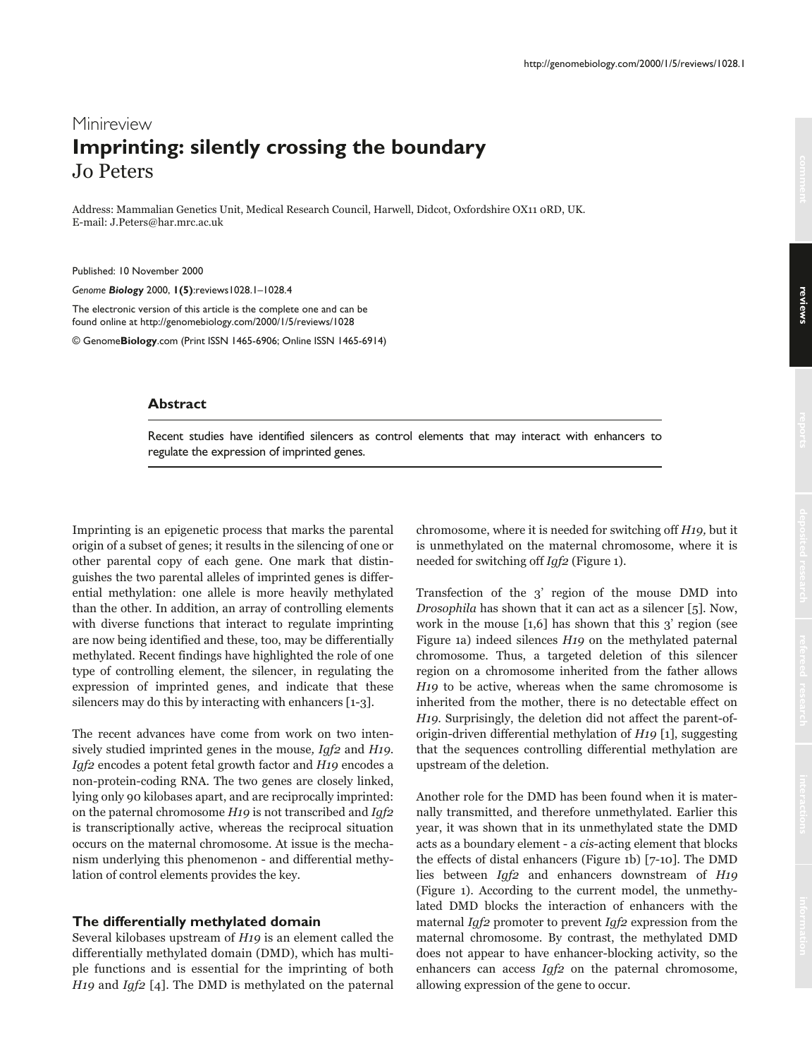Minireview

# Imprinting: silently crossing the boundary

Jo Peters

Address: Mammalian Genetics Unit, Medical Research Council, Harwell, Didcot, Oxfordshire OX11 0RD, UK.
E-mail: J.Peters@har.mrc.ac.uk

Published: 10 November 2000

*Genome **Biology*** 2000, **1(5)**:reviews1028.1–1028.4

The electronic version of this article is the complete one and can be found online at http://genomebiology.com/2000/1/5/reviews/1028

© Genome**Biology**.com (Print ISSN 1465-6906; Online ISSN 1465-6914)

### Abstract

Recent studies have identified silencers as control elements that may interact with enhancers to regulate the expression of imprinted genes.

Imprinting is an epigenetic process that marks the parental origin of a subset of genes; it results in the silencing of one or other parental copy of each gene. One mark that distinguishes the two parental alleles of imprinted genes is differential methylation: one allele is more heavily methylated than the other. In addition, an array of controlling elements with diverse functions that interact to regulate imprinting are now being identified and these, too, may be differentially methylated. Recent findings have highlighted the role of one type of controlling element, the silencer, in regulating the expression of imprinted genes, and indicate that these silencers may do this by interacting with enhancers [1-3].

The recent advances have come from work on two intensively studied imprinted genes in the mouse, *Igf2* and *H19*. *Igf2* encodes a potent fetal growth factor and *H19* encodes a non-protein-coding RNA. The two genes are closely linked, lying only 90 kilobases apart, and are reciprocally imprinted: on the paternal chromosome *H19* is not transcribed and *Igf2* is transcriptionally active, whereas the reciprocal situation occurs on the maternal chromosome. At issue is the mechanism underlying this phenomenon - and differential methylation of control elements provides the key.

## The differentially methylated domain

Several kilobases upstream of *H19* is an element called the differentially methylated domain (DMD), which has multiple functions and is essential for the imprinting of both *H19* and *Igf2* [4]. The DMD is methylated on the paternal chromosome, where it is needed for switching off *H19*, but it is unmethylated on the maternal chromosome, where it is needed for switching off *Igf2* (Figure 1).

Transfection of the 3' region of the mouse DMD into *Drosophila* has shown that it can act as a silencer [5]. Now, work in the mouse [1,6] has shown that this 3' region (see Figure 1a) indeed silences *H19* on the methylated paternal chromosome. Thus, a targeted deletion of this silencer region on a chromosome inherited from the father allows *H19* to be active, whereas when the same chromosome is inherited from the mother, there is no detectable effect on *H19*. Surprisingly, the deletion did not affect the parent-of-origin-driven differential methylation of *H19* [1], suggesting that the sequences controlling differential methylation are upstream of the deletion.

Another role for the DMD has been found when it is maternally transmitted, and therefore unmethylated. Earlier this year, it was shown that in its unmethylated state the DMD acts as a boundary element - a *cis*-acting element that blocks the effects of distal enhancers (Figure 1b) [7-10]. The DMD lies between *Igf2* and enhancers downstream of *H19* (Figure 1). According to the current model, the unmethylated DMD blocks the interaction of enhancers with the maternal *Igf2* promoter to prevent *Igf2* expression from the maternal chromosome. By contrast, the methylated DMD does not appear to have enhancer-blocking activity, so the enhancers can access *Igf2* on the paternal chromosome, allowing expression of the gene to occur.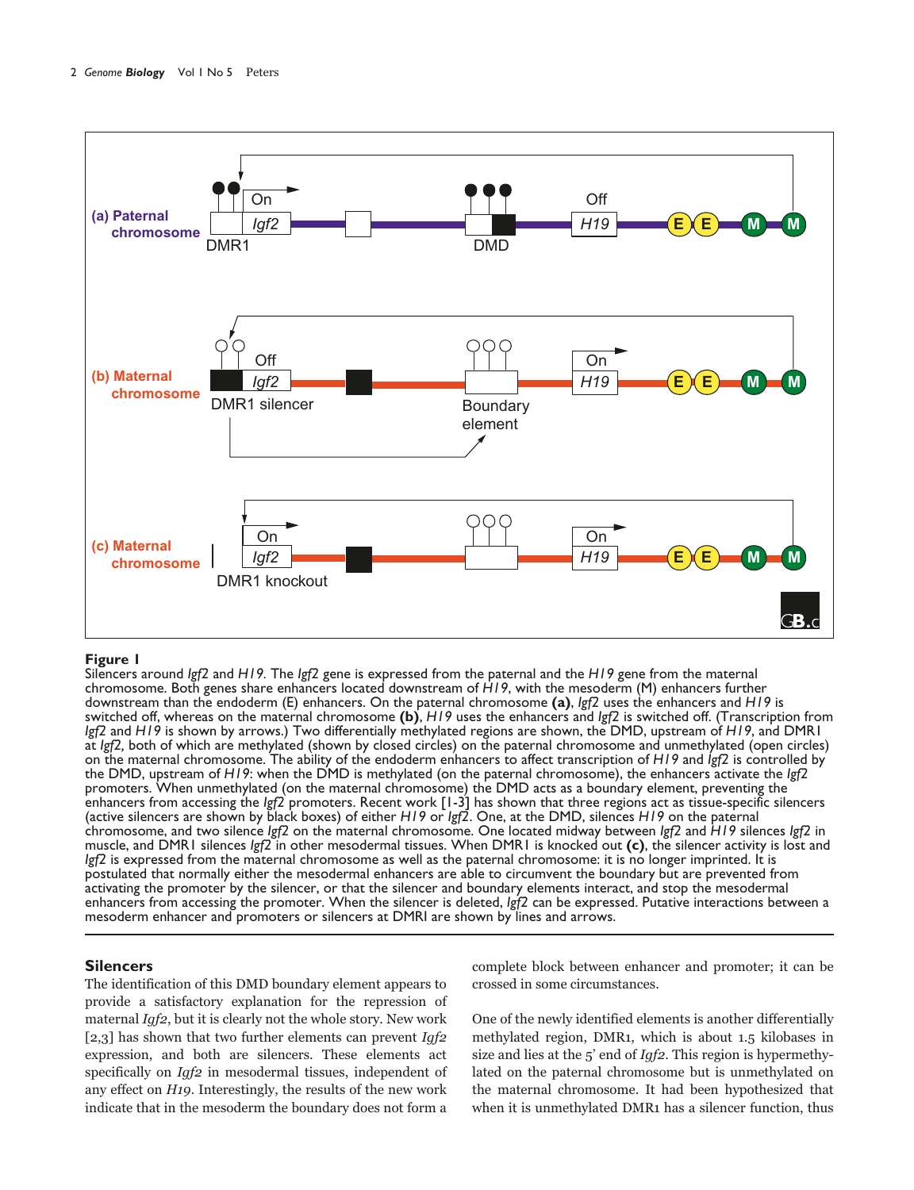**Figure 1**
Silencers around *Igf2* and *H19*. The *Igf2* gene is expressed from the paternal and the *H19* gene from the maternal chromosome. Both genes share enhancers located downstream of *H19*, with the mesoderm (M) enhancers further downstream than the endoderm (E) enhancers. On the paternal chromosome **(a)**, *Igf2* uses the enhancers and *H19* is switched off, whereas on the maternal chromosome **(b)**, *H19* uses the enhancers and *Igf2* is switched off. (Transcription from *Igf2* and *H19* is shown by arrows.) Two differentially methylated regions are shown, the DMD, upstream of *H19*, and DMR1 at *Igf2*, both of which are methylated (shown by closed circles) on the paternal chromosome and unmethylated (open circles) on the maternal chromosome. The ability of the endoderm enhancers to affect transcription of *H19* and *Igf2* is controlled by the DMD, upstream of *H19*: when the DMD is methylated (on the paternal chromosome), the enhancers activate the *Igf2* promoters. When unmethylated (on the maternal chromosome) the DMD acts as a boundary element, preventing the enhancers from accessing the *Igf2* promoters. Recent work [1-3] has shown that three regions act as tissue-specific silencers (active silencers are shown by black boxes) of either *H19* or *Igf2*. One, at the DMD, silences *H19* on the paternal chromosome, and two silence *Igf2* on the maternal chromosome. One located midway between *Igf2* and *H19* silences *Igf2* in muscle, and DMR1 silences *Igf2* in other mesodermal tissues. When DMR1 is knocked out **(c)**, the silencer activity is lost and *Igf2* is expressed from the maternal chromosome as well as the paternal chromosome: it is no longer imprinted. It is postulated that normally either the mesodermal enhancers are able to circumvent the boundary but are prevented from activating the promoter by the silencer, or that the silencer and boundary elements interact, and stop the mesodermal enhancers from accessing the promoter. When the silencer is deleted, *Igf2* can be expressed. Putative interactions between a mesoderm enhancer and promoters or silencers at DMR1 are shown by lines and arrows.

## Silencers

The identification of this DMD boundary element appears to provide a satisfactory explanation for the repression of maternal *Igf2*, but it is clearly not the whole story. New work [2,3] has shown that two further elements can prevent *Igf2* expression, and both are silencers. These elements act specifically on *Igf2* in mesodermal tissues, independent of any effect on *H19*. Interestingly, the results of the new work indicate that in the mesoderm the boundary does not form a complete block between enhancer and promoter; it can be crossed in some circumstances.

One of the newly identified elements is another differentially methylated region, DMR1, which is about 1.5 kilobases in size and lies at the 5' end of *Igf2*. This region is hypermethylated on the paternal chromosome but is unmethylated on the maternal chromosome. It had been hypothesized that when it is unmethylated DMR1 has a silencer function, thus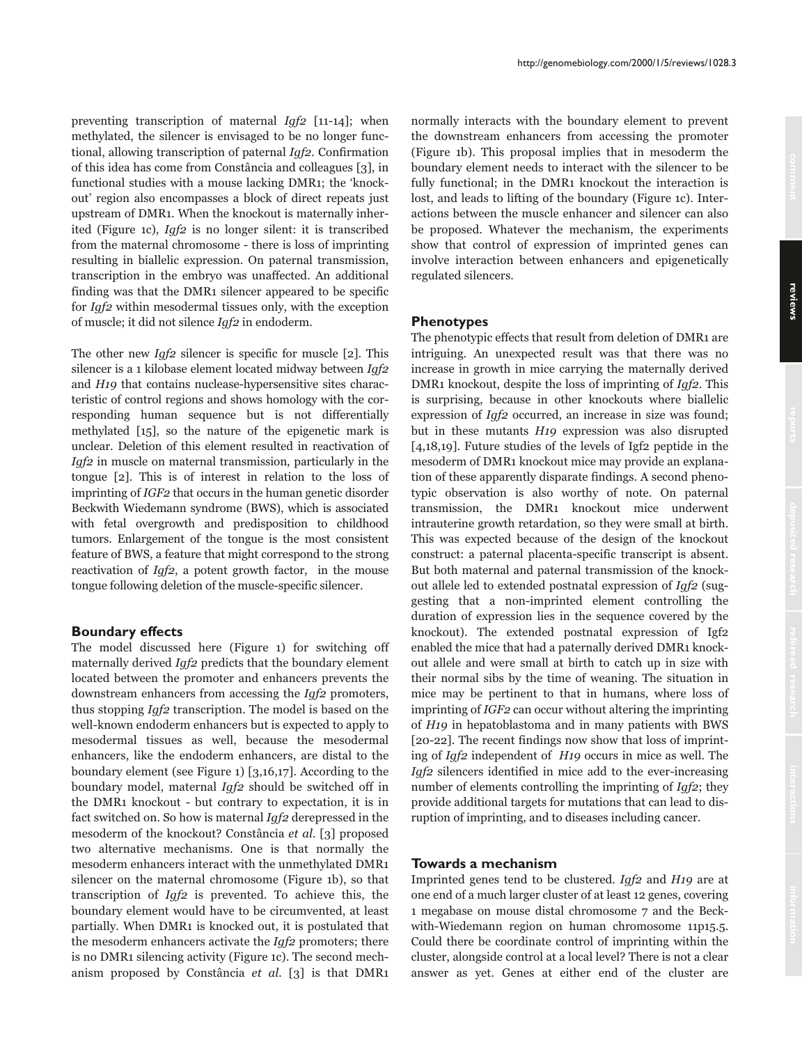preventing transcription of maternal *Igf2* [11-14]; when methylated, the silencer is envisaged to be no longer functional, allowing transcription of paternal *Igf2*. Confirmation of this idea has come from Constância and colleagues [3], in functional studies with a mouse lacking DMR1; the 'knockout' region also encompasses a block of direct repeats just upstream of DMR1. When the knockout is maternally inherited (Figure 1c), *Igf2* is no longer silent: it is transcribed from the maternal chromosome - there is loss of imprinting resulting in biallelic expression. On paternal transmission, transcription in the embryo was unaffected. An additional finding was that the DMR1 silencer appeared to be specific for *Igf2* within mesodermal tissues only, with the exception of muscle; it did not silence *Igf2* in endoderm.

The other new *Igf2* silencer is specific for muscle [2]. This silencer is a 1 kilobase element located midway between *Igf2* and *H19* that contains nuclease-hypersensitive sites characteristic of control regions and shows homology with the corresponding human sequence but is not differentially methylated [15], so the nature of the epigenetic mark is unclear. Deletion of this element resulted in reactivation of *Igf2* in muscle on maternal transmission, particularly in the tongue [2]. This is of interest in relation to the loss of imprinting of *IGF2* that occurs in the human genetic disorder Beckwith Wiedemann syndrome (BWS), which is associated with fetal overgrowth and predisposition to childhood tumors. Enlargement of the tongue is the most consistent feature of BWS, a feature that might correspond to the strong reactivation of *Igf2*, a potent growth factor, in the mouse tongue following deletion of the muscle-specific silencer.

## Boundary effects

The model discussed here (Figure 1) for switching off maternally derived *Igf2* predicts that the boundary element located between the promoter and enhancers prevents the downstream enhancers from accessing the *Igf2* promoters, thus stopping *Igf2* transcription. The model is based on the well-known endoderm enhancers but is expected to apply to mesodermal tissues as well, because the mesodermal enhancers, like the endoderm enhancers, are distal to the boundary element (see Figure 1) [3,16,17]. According to the boundary model, maternal *Igf2* should be switched off in the DMR1 knockout - but contrary to expectation, it is in fact switched on. So how is maternal *Igf2* derepressed in the mesoderm of the knockout? Constância *et al.* [3] proposed two alternative mechanisms. One is that normally the mesoderm enhancers interact with the unmethylated DMR1 silencer on the maternal chromosome (Figure 1b), so that transcription of *Igf2* is prevented. To achieve this, the boundary element would have to be circumvented, at least partially. When DMR1 is knocked out, it is postulated that the mesoderm enhancers activate the *Igf2* promoters; there is no DMR1 silencing activity (Figure 1c). The second mechanism proposed by Constância *et al.* [3] is that DMR1 normally interacts with the boundary element to prevent the downstream enhancers from accessing the promoter (Figure 1b). This proposal implies that in mesoderm the boundary element needs to interact with the silencer to be fully functional; in the DMR1 knockout the interaction is lost, and leads to lifting of the boundary (Figure 1c). Interactions between the muscle enhancer and silencer can also be proposed. Whatever the mechanism, the experiments show that control of expression of imprinted genes can involve interaction between enhancers and epigenetically regulated silencers.

## Phenotypes

The phenotypic effects that result from deletion of DMR1 are intriguing. An unexpected result was that there was no increase in growth in mice carrying the maternally derived DMR1 knockout, despite the loss of imprinting of *Igf2*. This is surprising, because in other knockouts where biallelic expression of *Igf2* occurred, an increase in size was found; but in these mutants *H19* expression was also disrupted [4,18,19]. Future studies of the levels of Igf2 peptide in the mesoderm of DMR1 knockout mice may provide an explanation of these apparently disparate findings. A second phenotypic observation is also worthy of note. On paternal transmission, the DMR1 knockout mice underwent intrauterine growth retardation, so they were small at birth. This was expected because of the design of the knockout construct: a paternal placenta-specific transcript is absent. But both maternal and paternal transmission of the knockout allele led to extended postnatal expression of *Igf2* (suggesting that a non-imprinted element controlling the duration of expression lies in the sequence covered by the knockout). The extended postnatal expression of Igf2 enabled the mice that had a paternally derived DMR1 knockout allele and were small at birth to catch up in size with their normal sibs by the time of weaning. The situation in mice may be pertinent to that in humans, where loss of imprinting of *IGF2* can occur without altering the imprinting of *H19* in hepatoblastoma and in many patients with BWS [20-22]. The recent findings now show that loss of imprinting of *Igf2* independent of *H19* occurs in mice as well. The *Igf2* silencers identified in mice add to the ever-increasing number of elements controlling the imprinting of *Igf2*; they provide additional targets for mutations that can lead to disruption of imprinting, and to diseases including cancer.

## Towards a mechanism

Imprinted genes tend to be clustered. *Igf2* and *H19* are at one end of a much larger cluster of at least 12 genes, covering 1 megabase on mouse distal chromosome 7 and the Beckwith-Wiedemann region on human chromosome 11p15.5. Could there be coordinate control of imprinting within the cluster, alongside control at a local level? There is not a clear answer as yet. Genes at either end of the cluster are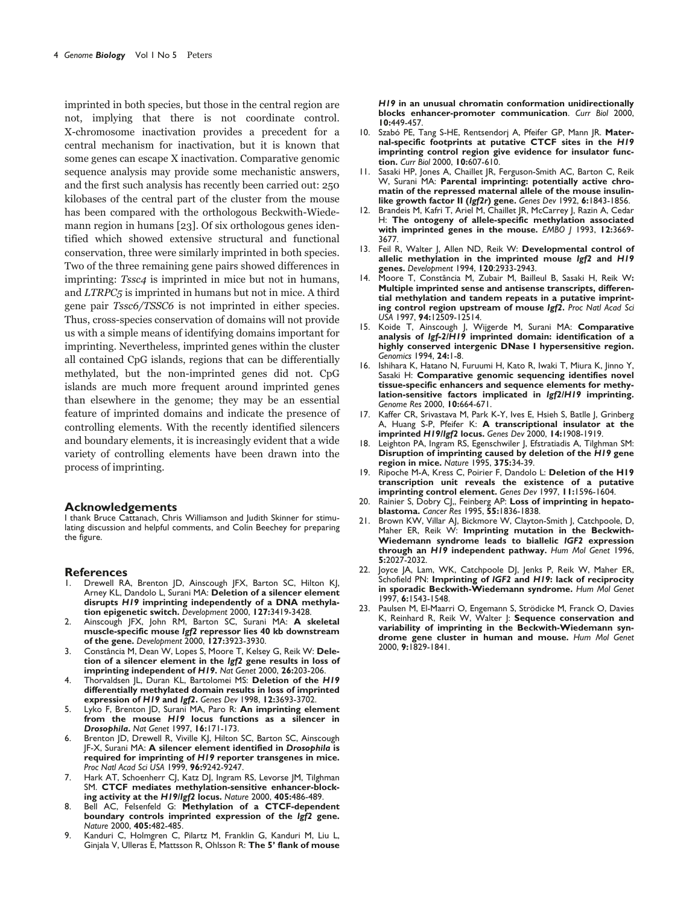imprinted in both species, but those in the central region are not, implying that there is not coordinate control. X-chromosome inactivation provides a precedent for a central mechanism for inactivation, but it is known that some genes can escape X inactivation. Comparative genomic sequence analysis may provide some mechanistic answers, and the first such analysis has recently been carried out: 250 kilobases of the central part of the cluster from the mouse has been compared with the orthologous Beckwith-Wiedemann region in humans [23]. Of six orthologous genes identified which showed extensive structural and functional conservation, three were similarly imprinted in both species. Two of the three remaining gene pairs showed differences in imprinting: *Tssc4* is imprinted in mice but not in humans, and *LTRPC5* is imprinted in humans but not in mice. A third gene pair *Tssc6/TSSC6* is not imprinted in either species. Thus, cross-species conservation of domains will not provide us with a simple means of identifying domains important for imprinting. Nevertheless, imprinted genes within the cluster all contained CpG islands, regions that can be differentially methylated, but the non-imprinted genes did not. CpG islands are much more frequent around imprinted genes than elsewhere in the genome; they may be an essential feature of imprinted domains and indicate the presence of controlling elements. With the recently identified silencers and boundary elements, it is increasingly evident that a wide variety of controlling elements have been drawn into the process of imprinting.

## Acknowledgements

I thank Bruce Cattanach, Chris Williamson and Judith Skinner for stimulating discussion and helpful comments, and Colin Beechey for preparing the figure.

## References

1. Drewell RA, Brenton JD, Ainscough JFX, Barton SC, Hilton KJ, Arney KL, Dandolo L, Surani MA: **Deletion of a silencer element disrupts *H19* imprinting independently of a DNA methylation epigenetic switch.** *Development* 2000, **127:**3419-3428.
2. Ainscough JFX, John RM, Barton SC, Surani MA: **A skeletal muscle-specific mouse *Igf2* repressor lies 40 kb downstream of the gene.** *Development* 2000, **127:**3923-3930.
3. Constância M, Dean W, Lopes S, Moore T, Kelsey G, Reik W: **Deletion of a silencer element in the *Igf2* gene results in loss of imprinting independent of *H19*.** *Nat Genet* 2000, **26:**203-206.
4. Thorvaldsen JL, Duran KL, Bartolomei MS: **Deletion of the *H19* differentially methylated domain results in loss of imprinted expression of *H19* and *Igf2*.** *Genes Dev* 1998, **12:**3693-3702.
5. Lyko F, Brenton JD, Surani MA, Paro R: **An imprinting element from the mouse *H19* locus functions as a silencer in *Drosophila*.** *Nat Genet* 1997, **16:**171-173.
6. Brenton JD, Drewell RA, Viville KJ, Hilton SC, Barton SC, Ainscough JF-X, Surani MA: **A silencer element identified in *Drosophila* is required for imprinting of *H19* reporter transgenes in mice.** *Proc Natl Acad Sci USA* 1999, **96:**9242-9247.
7. Hark AT, Schoenherr CJ, Katz DJ, Ingram RS, Levorse JM, Tilghman SM. **CTCF mediates methylation-sensitive enhancer-blocking activity at the *H19/Igf2* locus.** *Nature* 2000, **405:**486-489.
8. Bell AC, Felsenfeld G: **Methylation of a CTCF-dependent boundary controls imprinted expression of the *Igf2* gene.** *Nature* 2000, **405:**482-485.
9. Kanduri C, Holmgren C, Pilartz M, Franklin G, Kanduri M, Liu L, Ginjala V, Ulleras E, Mattsson R, Ohlsson R: **The 5' flank of mouse *H19* in an unusual chromatin conformation unidirectionally blocks enhancer-promoter communication**. *Curr Biol* 2000, **10:**449-457.
10. Szabó PE, Tang S-HE, Rentsendorj A, Pfeifer GP, Mann JR. **Maternal-specific footprints at putative CTCF sites in the *H19* imprinting control region give evidence for insulator function.** *Curr Biol* 2000, **10:**607-610.
11. Sasaki HP, Jones A, Chaillet JR, Ferguson-Smith AC, Barton C, Reik W, Surani MA: **Parental imprinting: potentially active chromatin of the repressed maternal allele of the mouse insulin-like growth factor II (*Igf2r*) gene.** *Genes Dev* 1992, **6:**1843-1856.
12. Brandeis M, Kafri T, Ariel M, Chaillet JR, McCarrey J, Razin A, Cedar H: **The ontogeny of allele-specific methylation associated with imprinted genes in the mouse.** *EMBO J* 1993, **12:**3669-3677.
13. Feil R, Walter J, Allen ND, Reik W: **Developmental control of allelic methylation in the imprinted mouse *Igf2* and *H19* genes.** *Development* 1994, **120**:2933-2943.
14. Moore T, Constância M, Zubair M, Bailleul B, Sasaki H, Reik W**: Multiple imprinted sense and antisense transcripts, differential methylation and tandem repeats in a putative imprinting control region upstream of mouse *Igf2*.** *Proc Natl Acad Sci USA* 1997, **94:**12509-12514.
15. Koide T, Ainscough J, Wijgerde M, Surani MA: **Comparative analysis of *Igf-2/H19* imprinted domain: identification of a highly conserved intergenic DNase I hypersensitive region.** *Genomics* 1994, **24:**1-8.
16. Ishihara K, Hatano N, Furuumi H, Kato R, Iwaki T, Miura K, Jinno Y, Sasaki H: **Comparative genomic sequencing identifies novel tissue-specific enhancers and sequence elements for methylation-sensitive factors implicated in *Igf2/H19* imprinting.** *Genome Res* 2000, **10:**664-671.
17. Kaffer CR, Srivastava M, Park K-Y, Ives E, Hsieh S, Batlle J, Grinberg A, Huang S-P, Pfeifer K: **A transcriptional insulator at the imprinted *H19/Igf2* locus.** *Genes Dev* 2000, **14:**1908-1919.
18. Leighton PA, Ingram RS, Egenschwiler J, Efstratiadis A, Tilghman SM: **Disruption of imprinting caused by deletion of the *H19* gene region in mice.** *Nature* 1995, **375:**34-39.
19. Ripoche M-A, Kress C, Poirier F, Dandolo L: **Deletion of the H19 transcription unit reveals the existence of a putative imprinting control element.** *Genes Dev* 1997, **11:**1596-1604.
20. Rainier S, Dobry CJ,, Feinberg AP: **Loss of imprinting in hepatoblastoma.** *Cancer Res* 1995, **55:**1836-1838.
21. Brown KW, Villar AJ, Bickmore W, Clayton-Smith J, Catchpoole, D, Maher ER, Reik W: **Imprinting mutation in the Beckwith-Wiedemann syndrome leads to biallelic *IGF2* expression through an *H19* independent pathway.** *Hum Mol Genet* 1996, **5:**2027-2032.
22. Joyce JA, Lam, WK, Catchpoole DJ, Jenks P, Reik W, Maher ER, Schofield PN: **Imprinting of *IGF2* and *H19*: lack of reciprocity in sporadic Beckwith-Wiedemann syndrome.** *Hum Mol Genet* 1997, **6:**1543-1548.
23. Paulsen M, El-Maarri O, Engemann S, Strödicke M, Franck O, Davies K, Reinhard R, Reik W, Walter J: **Sequence conservation and variability of imprinting in the Beckwith-Wiedemann syndrome gene cluster in human and mouse.** *Hum Mol Genet* 2000, **9:**1829-1841.